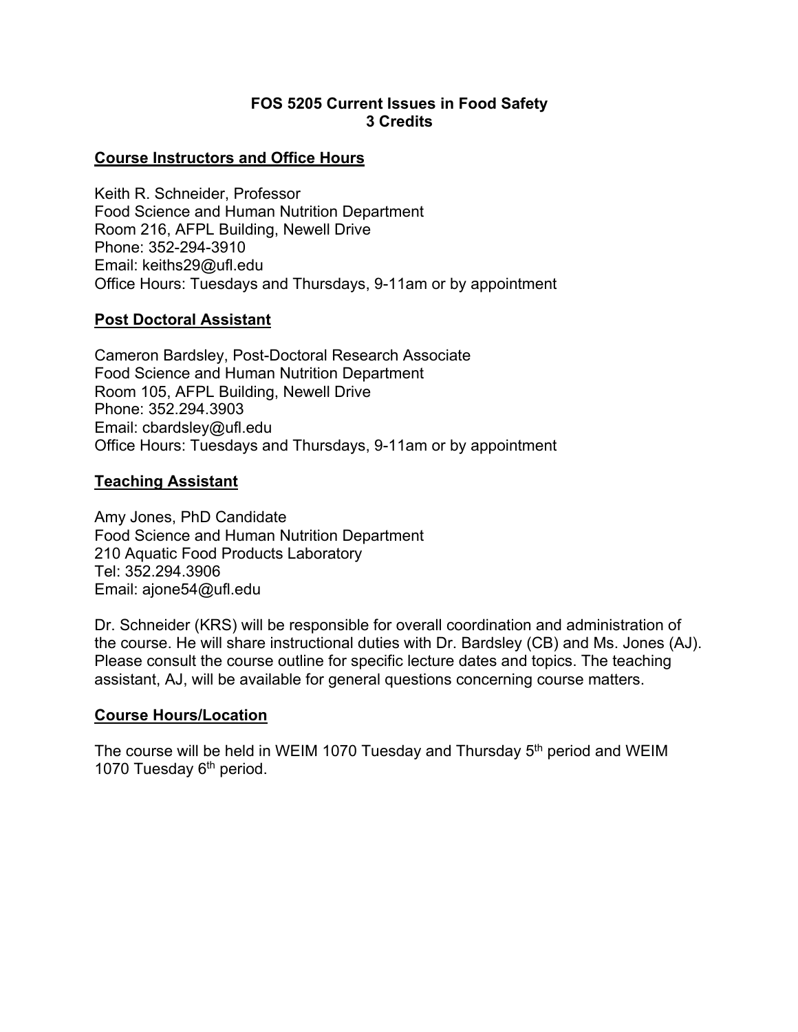# FOS 5205 Current Issues in Food Safety
## 3 Credits

### Course Instructors and Office Hours

Keith R. Schneider, Professor
Food Science and Human Nutrition Department
Room 216, AFPL Building, Newell Drive
Phone: 352-294-3910
Email: keiths29@ufl.edu
Office Hours: Tuesdays and Thursdays, 9-11am or by appointment

### Post Doctoral Assistant

Cameron Bardsley, Post-Doctoral Research Associate
Food Science and Human Nutrition Department
Room 105, AFPL Building, Newell Drive
Phone: 352.294.3903
Email: cbardsley@ufl.edu
Office Hours: Tuesdays and Thursdays, 9-11am or by appointment

### Teaching Assistant

Amy Jones, PhD Candidate
Food Science and Human Nutrition Department
210 Aquatic Food Products Laboratory
Tel: 352.294.3906
Email: ajone54@ufl.edu

Dr. Schneider (KRS) will be responsible for overall coordination and administration of the course. He will share instructional duties with Dr. Bardsley (CB) and Ms. Jones (AJ). Please consult the course outline for specific lecture dates and topics. The teaching assistant, AJ, will be available for general questions concerning course matters.

### Course Hours/Location

The course will be held in WEIM 1070 Tuesday and Thursday 5th period and WEIM 1070 Tuesday 6th period.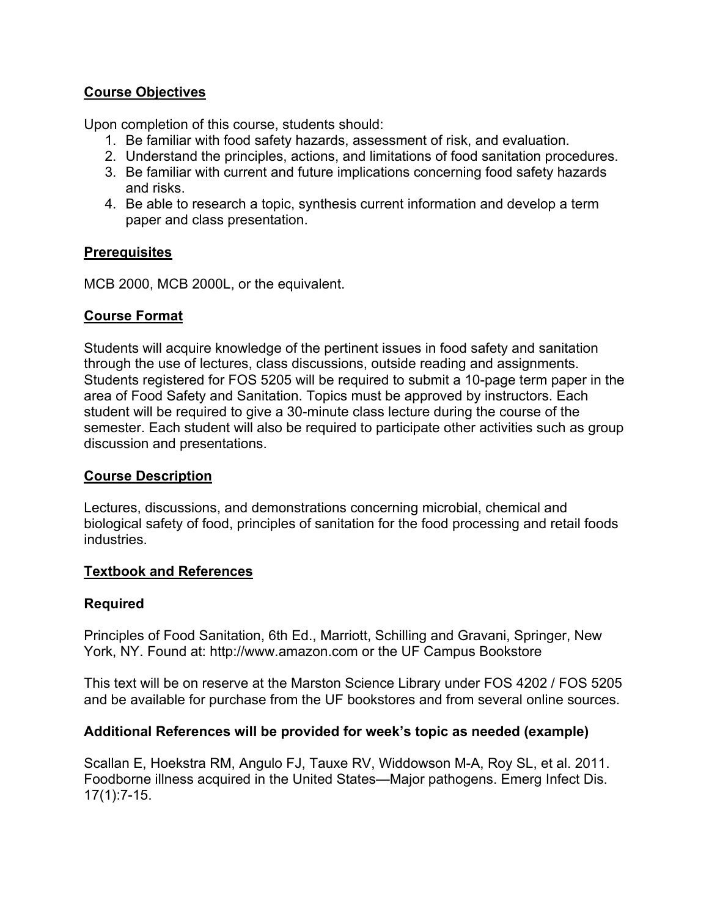## Course Objectives

Upon completion of this course, students should:

1. Be familiar with food safety hazards, assessment of risk, and evaluation.
2. Understand the principles, actions, and limitations of food sanitation procedures.
3. Be familiar with current and future implications concerning food safety hazards and risks.
4. Be able to research a topic, synthesis current information and develop a term paper and class presentation.

## Prerequisites

MCB 2000, MCB 2000L, or the equivalent.

## Course Format

Students will acquire knowledge of the pertinent issues in food safety and sanitation through the use of lectures, class discussions, outside reading and assignments. Students registered for FOS 5205 will be required to submit a 10-page term paper in the area of Food Safety and Sanitation. Topics must be approved by instructors. Each student will be required to give a 30-minute class lecture during the course of the semester. Each student will also be required to participate other activities such as group discussion and presentations.

## Course Description

Lectures, discussions, and demonstrations concerning microbial, chemical and biological safety of food, principles of sanitation for the food processing and retail foods industries.

## Textbook and References

### Required

Principles of Food Sanitation, 6th Ed., Marriott, Schilling and Gravani, Springer, New York, NY. Found at: http://www.amazon.com or the UF Campus Bookstore

This text will be on reserve at the Marston Science Library under FOS 4202 / FOS 5205 and be available for purchase from the UF bookstores and from several online sources.

### Additional References will be provided for week's topic as needed (example)

Scallan E, Hoekstra RM, Angulo FJ, Tauxe RV, Widdowson M-A, Roy SL, et al. 2011. Foodborne illness acquired in the United States—Major pathogens. Emerg Infect Dis. 17(1):7-15.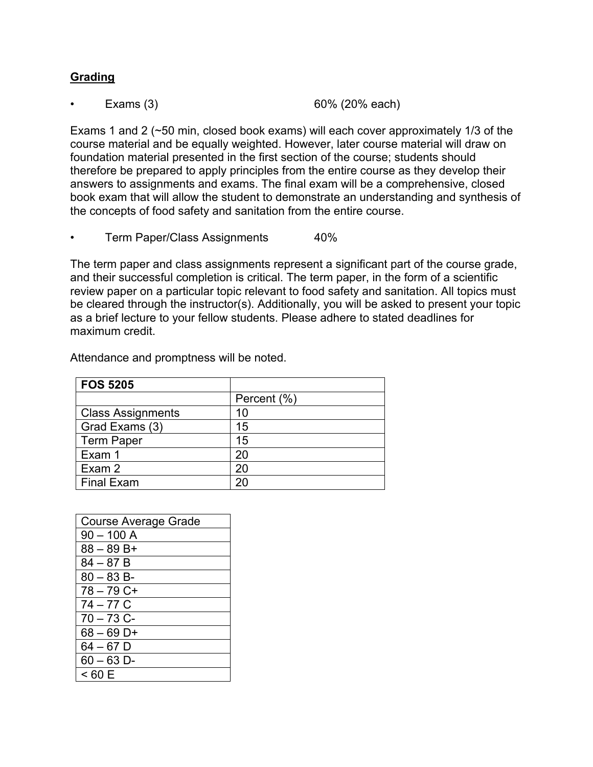## Grading

- Exams (3) 60% (20% each)

Exams 1 and 2 (~50 min, closed book exams) will each cover approximately 1/3 of the course material and be equally weighted. However, later course material will draw on foundation material presented in the first section of the course; students should therefore be prepared to apply principles from the entire course as they develop their answers to assignments and exams. The final exam will be a comprehensive, closed book exam that will allow the student to demonstrate an understanding and synthesis of the concepts of food safety and sanitation from the entire course.

- Term Paper/Class Assignments 40%

The term paper and class assignments represent a significant part of the course grade, and their successful completion is critical. The term paper, in the form of a scientific review paper on a particular topic relevant to food safety and sanitation. All topics must be cleared through the instructor(s). Additionally, you will be asked to present your topic as a brief lecture to your fellow students. Please adhere to stated deadlines for maximum credit.

Attendance and promptness will be noted.

| **FOS 5205** | |
|---|---|
| | Percent (%) |
| Class Assignments | 10 |
| Grad Exams (3) | 15 |
| Term Paper | 15 |
| Exam 1 | 20 |
| Exam 2 | 20 |
| Final Exam | 20 |

| Course Average Grade |
|---|
| 90 – 100 A |
| 88 – 89 B+ |
| 84 – 87 B |
| 80 – 83 B- |
| 78 – 79 C+ |
| 74 – 77 C |
| 70 – 73 C- |
| 68 – 69 D+ |
| 64 – 67 D |
| 60 – 63 D- |
| < 60 E |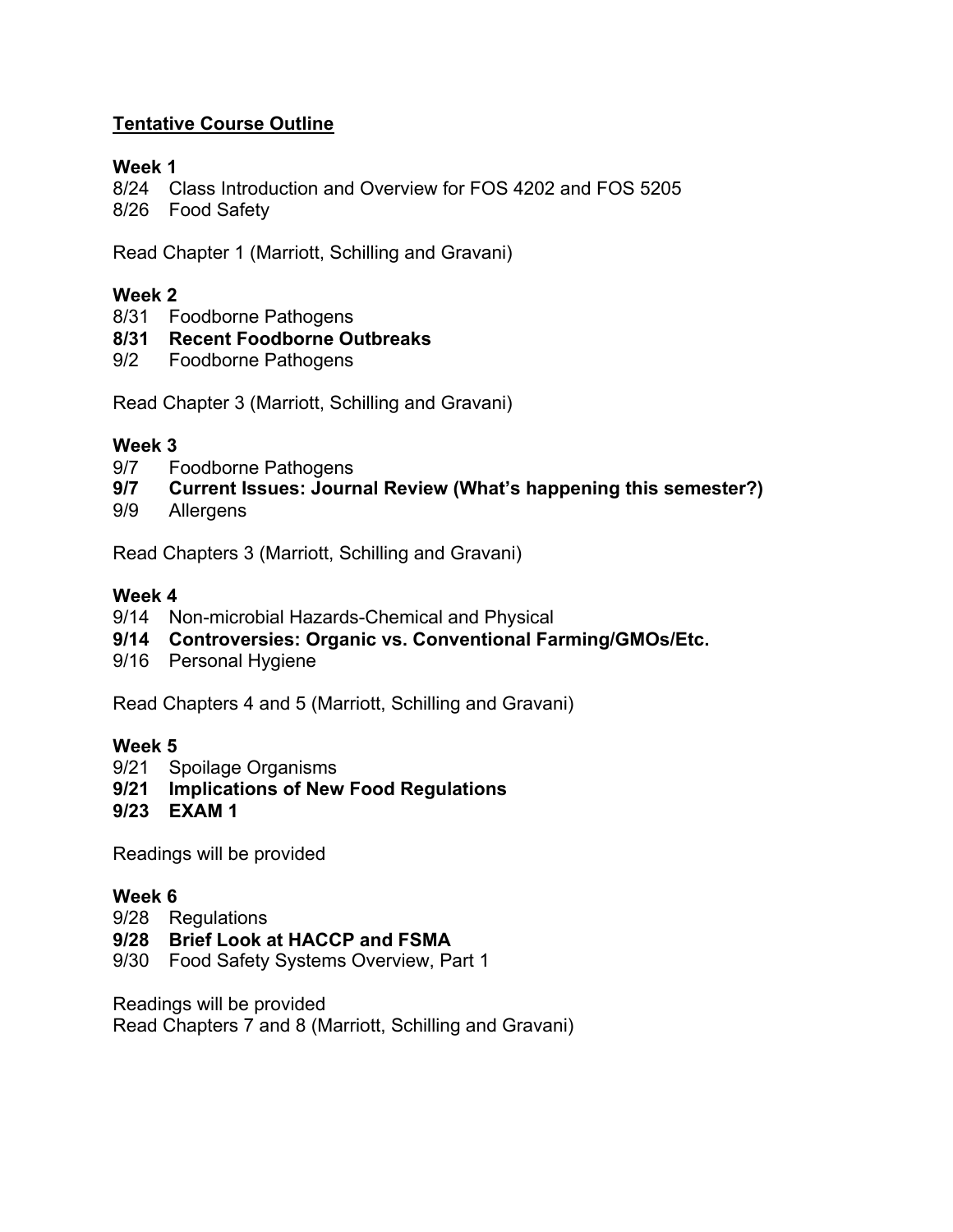## Tentative Course Outline

### Week 1

8/24 Class Introduction and Overview for FOS 4202 and FOS 5205
8/26 Food Safety

Read Chapter 1 (Marriott, Schilling and Gravani)

### Week 2

8/31 Foodborne Pathogens
**8/31 Recent Foodborne Outbreaks**
9/2 Foodborne Pathogens

Read Chapter 3 (Marriott, Schilling and Gravani)

### Week 3

9/7 Foodborne Pathogens
**9/7 Current Issues: Journal Review (What's happening this semester?)**
9/9 Allergens

Read Chapters 3 (Marriott, Schilling and Gravani)

### Week 4

9/14 Non-microbial Hazards-Chemical and Physical
**9/14 Controversies: Organic vs. Conventional Farming/GMOs/Etc.**
9/16 Personal Hygiene

Read Chapters 4 and 5 (Marriott, Schilling and Gravani)

### Week 5

9/21 Spoilage Organisms
**9/21 Implications of New Food Regulations**
**9/23 EXAM 1**

Readings will be provided

### Week 6

9/28 Regulations
**9/28 Brief Look at HACCP and FSMA**
9/30 Food Safety Systems Overview, Part 1

Readings will be provided
Read Chapters 7 and 8 (Marriott, Schilling and Gravani)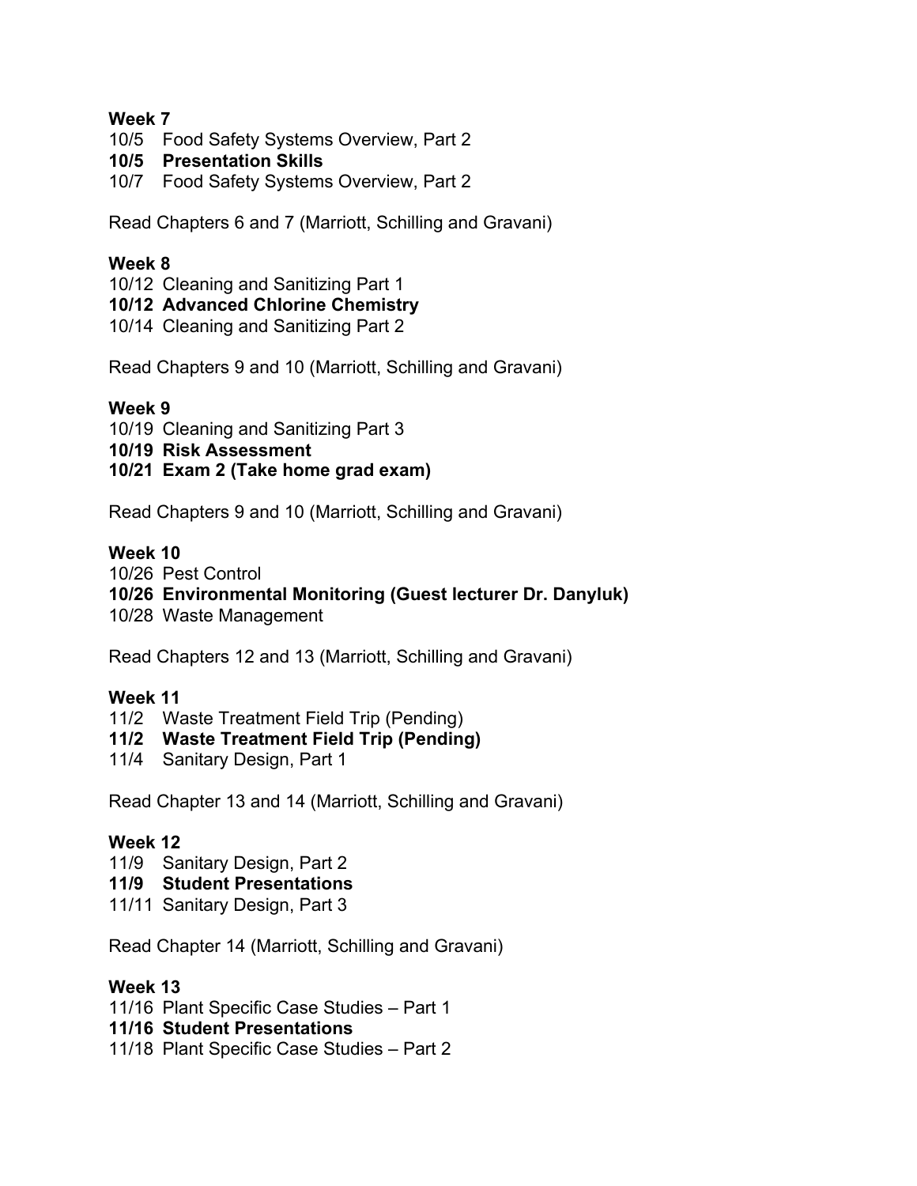**Week 7**

10/5 Food Safety Systems Overview, Part 2
**10/5 Presentation Skills**
10/7 Food Safety Systems Overview, Part 2

Read Chapters 6 and 7 (Marriott, Schilling and Gravani)

**Week 8**

10/12 Cleaning and Sanitizing Part 1
**10/12 Advanced Chlorine Chemistry**
10/14 Cleaning and Sanitizing Part 2

Read Chapters 9 and 10 (Marriott, Schilling and Gravani)

**Week 9**

10/19 Cleaning and Sanitizing Part 3
**10/19 Risk Assessment**
**10/21 Exam 2 (Take home grad exam)**

Read Chapters 9 and 10 (Marriott, Schilling and Gravani)

**Week 10**

10/26 Pest Control
**10/26 Environmental Monitoring (Guest lecturer Dr. Danyluk)**
10/28 Waste Management

Read Chapters 12 and 13 (Marriott, Schilling and Gravani)

**Week 11**

11/2 Waste Treatment Field Trip (Pending)
**11/2 Waste Treatment Field Trip (Pending)**
11/4 Sanitary Design, Part 1

Read Chapter 13 and 14 (Marriott, Schilling and Gravani)

**Week 12**

11/9 Sanitary Design, Part 2
**11/9 Student Presentations**
11/11 Sanitary Design, Part 3

Read Chapter 14 (Marriott, Schilling and Gravani)

**Week 13**

11/16 Plant Specific Case Studies – Part 1
**11/16 Student Presentations**
11/18 Plant Specific Case Studies – Part 2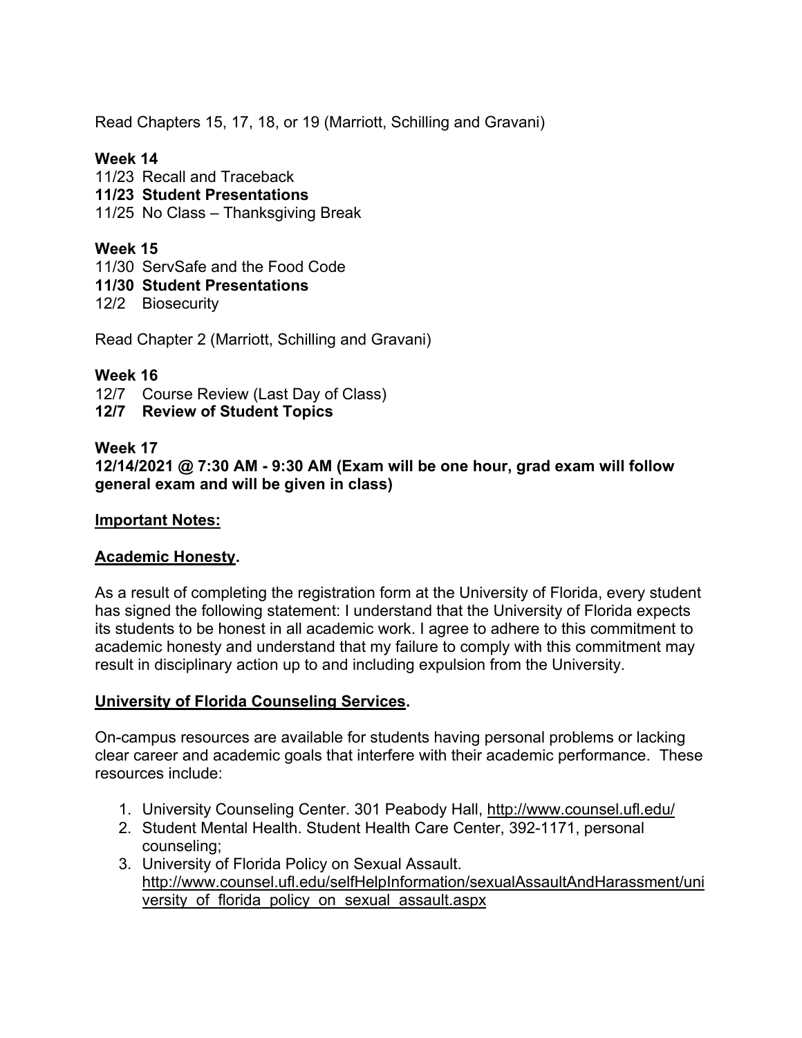Read Chapters 15, 17, 18, or 19 (Marriott, Schilling and Gravani)

**Week 14**

11/23 Recall and Traceback
**11/23 Student Presentations**
11/25 No Class – Thanksgiving Break

**Week 15**

11/30 ServSafe and the Food Code
**11/30 Student Presentations**
12/2 Biosecurity

Read Chapter 2 (Marriott, Schilling and Gravani)

**Week 16**

12/7 Course Review (Last Day of Class)
**12/7 Review of Student Topics**

**Week 17**

**12/14/2021 @ 7:30 AM - 9:30 AM (Exam will be one hour, grad exam will follow general exam and will be given in class)**

**Important Notes:**

**Academic Honesty.**

As a result of completing the registration form at the University of Florida, every student has signed the following statement: I understand that the University of Florida expects its students to be honest in all academic work. I agree to adhere to this commitment to academic honesty and understand that my failure to comply with this commitment may result in disciplinary action up to and including expulsion from the University.

**University of Florida Counseling Services.**

On-campus resources are available for students having personal problems or lacking clear career and academic goals that interfere with their academic performance. These resources include:

1. University Counseling Center. 301 Peabody Hall, http://www.counsel.ufl.edu/
2. Student Mental Health. Student Health Care Center, 392-1171, personal counseling;
3. University of Florida Policy on Sexual Assault. http://www.counsel.ufl.edu/selfHelpInformation/sexualAssaultAndHarassment/university_of_florida_policy_on_sexual_assault.aspx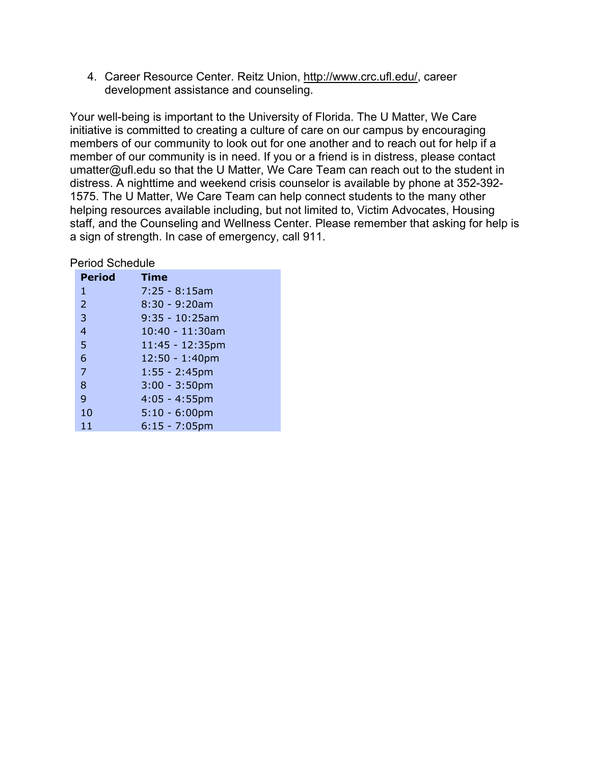4. Career Resource Center. Reitz Union, http://www.crc.ufl.edu/, career development assistance and counseling.

Your well-being is important to the University of Florida. The U Matter, We Care initiative is committed to creating a culture of care on our campus by encouraging members of our community to look out for one another and to reach out for help if a member of our community is in need. If you or a friend is in distress, please contact umatter@ufl.edu so that the U Matter, We Care Team can reach out to the student in distress. A nighttime and weekend crisis counselor is available by phone at 352-392-1575. The U Matter, We Care Team can help connect students to the many other helping resources available including, but not limited to, Victim Advocates, Housing staff, and the Counseling and Wellness Center. Please remember that asking for help is a sign of strength. In case of emergency, call 911.

Period Schedule

| Period | Time |
|---|---|
| 1 | 7:25 - 8:15am |
| 2 | 8:30 - 9:20am |
| 3 | 9:35 - 10:25am |
| 4 | 10:40 - 11:30am |
| 5 | 11:45 - 12:35pm |
| 6 | 12:50 - 1:40pm |
| 7 | 1:55 - 2:45pm |
| 8 | 3:00 - 3:50pm |
| 9 | 4:05 - 4:55pm |
| 10 | 5:10 - 6:00pm |
| 11 | 6:15 - 7:05pm |